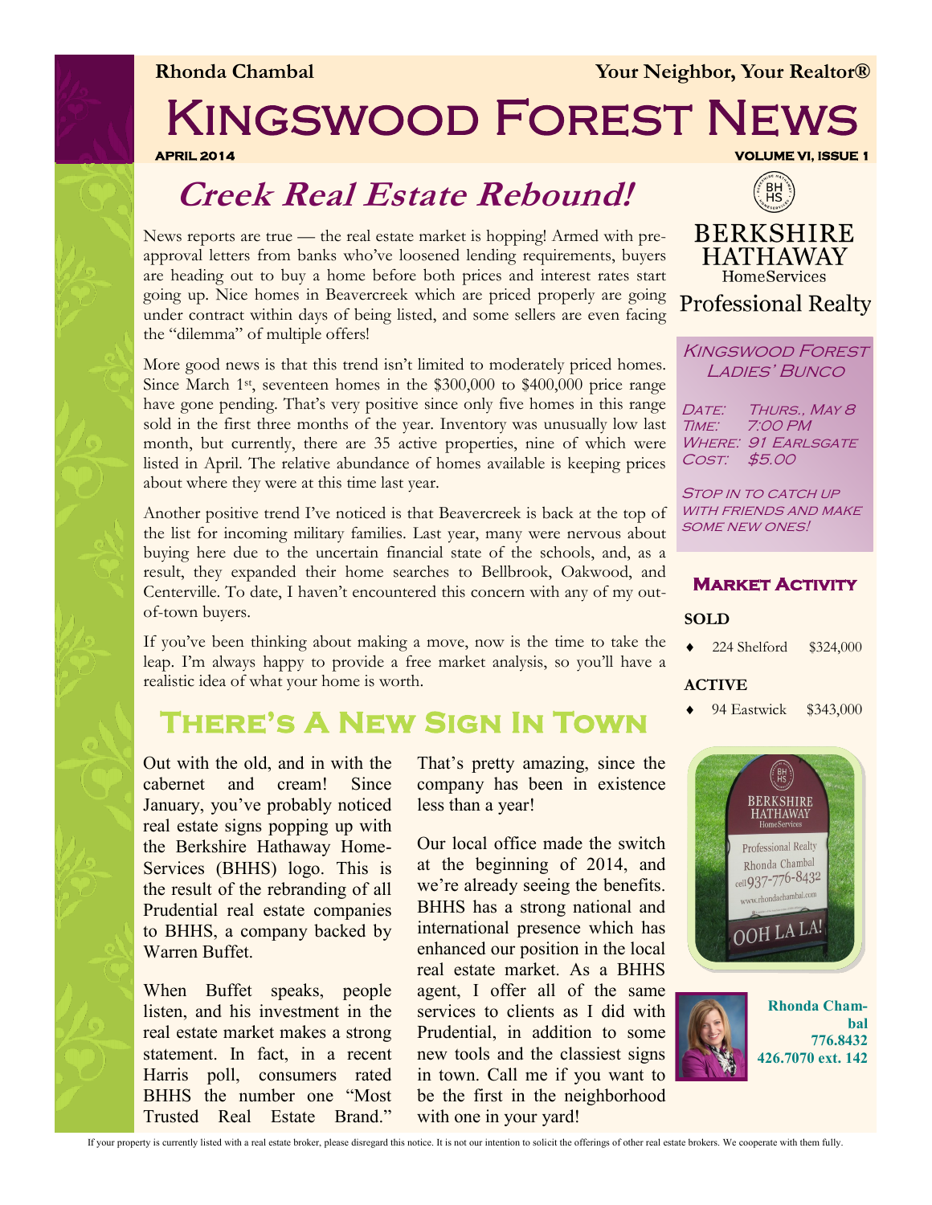**Rhonda Chambal** | **Your Neighbor, Your Realtor®**

# Kingswood Forest News

**APRIL 2014** | **VOLUME VI, ISSUE 1**

## *Creek Real Estate Rebound!*

News reports are true — the real estate market is hopping! Armed with pre-approval letters from banks who've loosened lending requirements, buyers are heading out to buy a home before both prices and interest rates start going up. Nice homes in Beavercreek which are priced properly are going under contract within days of being listed, and some sellers are even facing the "dilemma" of multiple offers!

More good news is that this trend isn't limited to moderately priced homes. Since March 1st, seventeen homes in the $300,000 to $400,000 price range have gone pending. That's very positive since only five homes in this range sold in the first three months of the year. Inventory was unusually low last month, but currently, there are 35 active properties, nine of which were listed in April. The relative abundance of homes available is keeping prices about where they were at this time last year.

Another positive trend I've noticed is that Beavercreek is back at the top of the list for incoming military families. Last year, many were nervous about buying here due to the uncertain financial state of the schools, and, as a result, they expanded their home searches to Bellbrook, Oakwood, and Centerville. To date, I haven't encountered this concern with any of my out-of-town buyers.

If you've been thinking about making a move, now is the time to take the leap. I'm always happy to provide a free market analysis, so you'll have a realistic idea of what your home is worth.

## There's A New Sign In Town

Out with the old, and in with the cabernet and cream! Since January, you've probably noticed real estate signs popping up with the Berkshire Hathaway Home-Services (BHHS) logo. This is the result of the rebranding of all Prudential real estate companies to BHHS, a company backed by Warren Buffet.

When Buffet speaks, people listen, and his investment in the real estate market makes a strong statement. In fact, in a recent Harris poll, consumers rated BHHS the number one "Most Trusted Real Estate Brand." That's pretty amazing, since the company has been in existence less than a year!

Our local office made the switch at the beginning of 2014, and we're already seeing the benefits. BHHS has a strong national and international presence which has enhanced our position in the local real estate market. As a BHHS agent, I offer all of the same services to clients as I did with Prudential, in addition to some new tools and the classiest signs in town. Call me if you want to be the first in the neighborhood with one in your yard!

---

BERKSHIRE HATHAWAY
HomeServices
Professional Realty

### Kingswood Forest Ladies' Bunco

Date: Thurs., May 8
Time: 7:00 PM
Where: 91 Earlsgate
Cost: $5.00

Stop in to catch up with friends and make some new ones!

### Market Activity

**SOLD**

- 224 Shelford $324,000

**ACTIVE**

- 94 Eastwick $343,000

**Rhonda Chambal**
**776.8432**
**426.7070 ext. 142**

If your property is currently listed with a real estate broker, please disregard this notice. It is not our intention to solicit the offerings of other real estate brokers. We cooperate with them fully.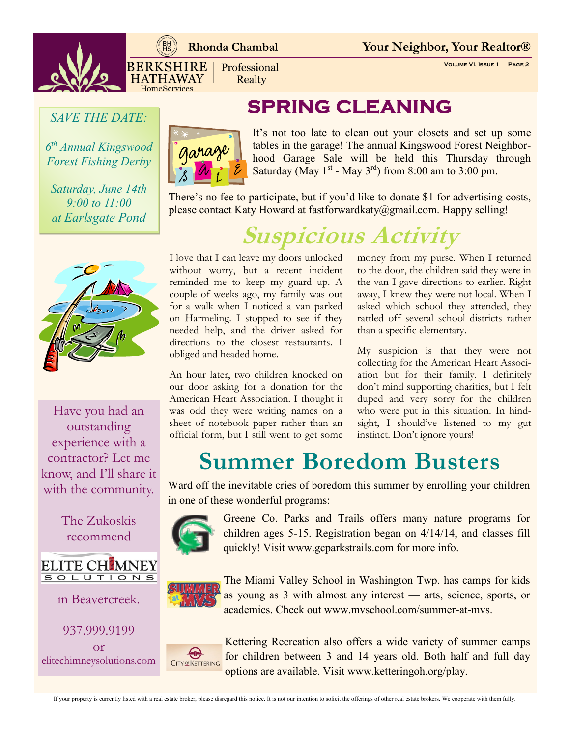## SPRING CLEANING

It's not too late to clean out your closets and set up some tables in the garage! The annual Kingswood Forest Neighborhood Garage Sale will be held this Thursday through Saturday (May 1st - May 3rd) from 8:00 am to 3:00 pm.

There's no fee to participate, but if you'd like to donate $1 for advertising costs, please contact Katy Howard at fastforwardkaty@gmail.com. Happy selling!

*SAVE THE DATE:*

*6th Annual Kingswood Forest Fishing Derby*

*Saturday, June 14th*
*9:00 to 11:00*
*at Earlsgate Pond*

## *Suspicious Activity*

I love that I can leave my doors unlocked without worry, but a recent incident reminded me to keep my guard up. A couple of weeks ago, my family was out for a walk when I noticed a van parked on Harmeling. I stopped to see if they needed help, and the driver asked for directions to the closest restaurants. I obliged and headed home.

An hour later, two children knocked on our door asking for a donation for the American Heart Association. I thought it was odd they were writing names on a sheet of notebook paper rather than an official form, but I still went to get some money from my purse. When I returned to the door, the children said they were in the van I gave directions to earlier. Right away, I knew they were not local. When I asked which school they attended, they rattled off several school districts rather than a specific elementary.

My suspicion is that they were not collecting for the American Heart Association but for their family. I definitely don't mind supporting charities, but I felt duped and very sorry for the children who were put in this situation. In hindsight, I should've listened to my gut instinct. Don't ignore yours!

Have you had an outstanding experience with a contractor? Let me know, and I'll share it with the community.

The Zukoskis recommend

ELITE CHIMNEY SOLUTIONS

in Beavercreek.

937.999.9199
or
elitechimneysolutions.com

## Summer Boredom Busters

Ward off the inevitable cries of boredom this summer by enrolling your children in one of these wonderful programs:

Greene Co. Parks and Trails offers many nature programs for children ages 5-15. Registration began on 4/14/14, and classes fill quickly! Visit www.gcparkstrails.com for more info.

The Miami Valley School in Washington Twp. has camps for kids as young as 3 with almost any interest — arts, science, sports, or academics. Check out www.mvschool.com/summer-at-mvs.

Kettering Recreation also offers a wide variety of summer camps for children between 3 and 14 years old. Both half and full day options are available. Visit www.ketteringoh.org/play.

If your property is currently listed with a real estate broker, please disregard this notice. It is not our intention to solicit the offerings of other real estate brokers. We cooperate with them fully.